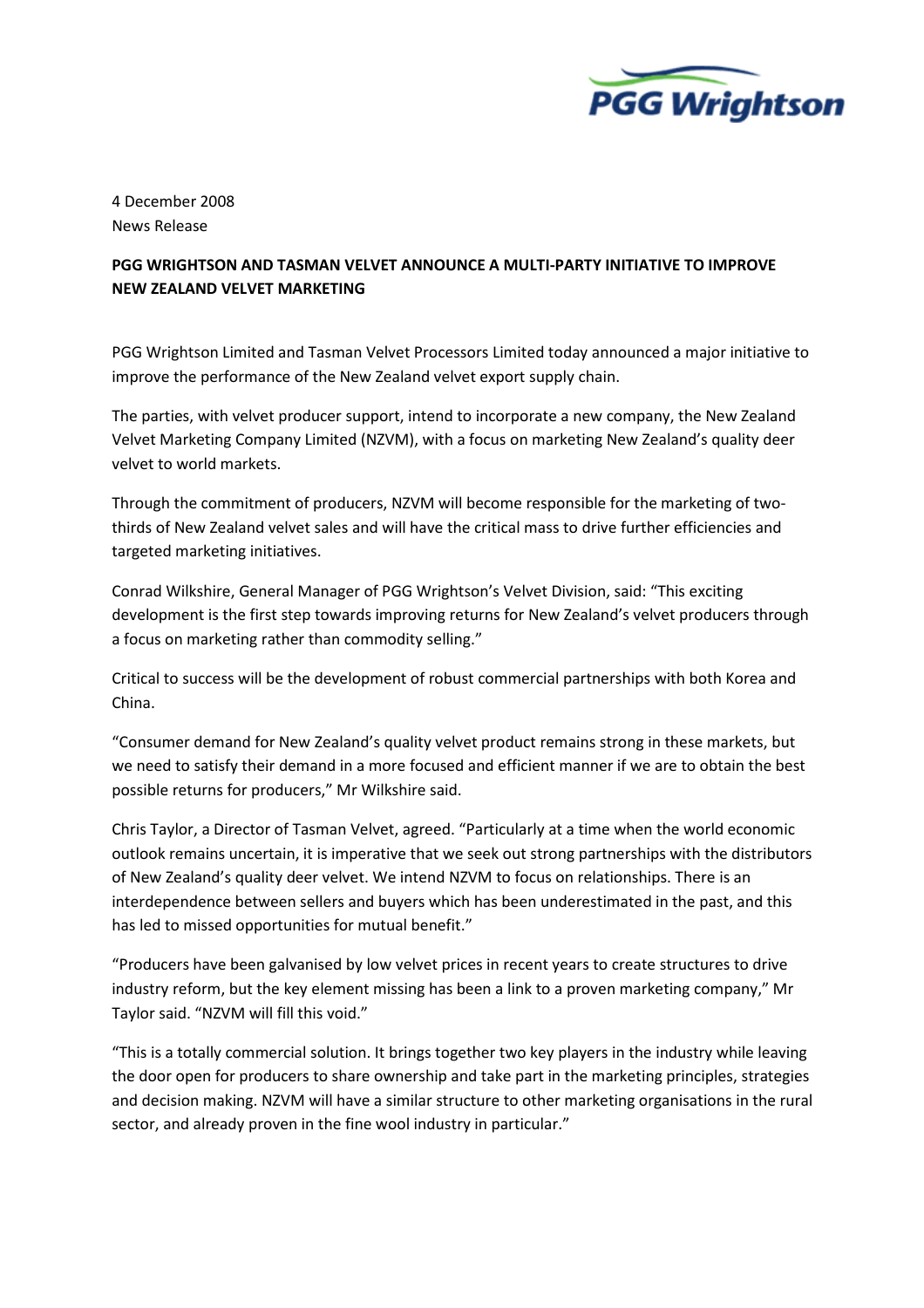4 December 2008
News Release

**PGG WRIGHTSON AND TASMAN VELVET ANNOUNCE A MULTI-PARTY INITIATIVE TO IMPROVE NEW ZEALAND VELVET MARKETING**

PGG Wrightson Limited and Tasman Velvet Processors Limited today announced a major initiative to improve the performance of the New Zealand velvet export supply chain.

The parties, with velvet producer support, intend to incorporate a new company, the New Zealand Velvet Marketing Company Limited (NZVM), with a focus on marketing New Zealand's quality deer velvet to world markets.

Through the commitment of producers, NZVM will become responsible for the marketing of two-thirds of New Zealand velvet sales and will have the critical mass to drive further efficiencies and targeted marketing initiatives.

Conrad Wilkshire, General Manager of PGG Wrightson's Velvet Division, said: "This exciting development is the first step towards improving returns for New Zealand's velvet producers through a focus on marketing rather than commodity selling."

Critical to success will be the development of robust commercial partnerships with both Korea and China.

"Consumer demand for New Zealand's quality velvet product remains strong in these markets, but we need to satisfy their demand in a more focused and efficient manner if we are to obtain the best possible returns for producers," Mr Wilkshire said.

Chris Taylor, a Director of Tasman Velvet, agreed. "Particularly at a time when the world economic outlook remains uncertain, it is imperative that we seek out strong partnerships with the distributors of New Zealand's quality deer velvet. We intend NZVM to focus on relationships. There is an interdependence between sellers and buyers which has been underestimated in the past, and this has led to missed opportunities for mutual benefit."

"Producers have been galvanised by low velvet prices in recent years to create structures to drive industry reform, but the key element missing has been a link to a proven marketing company," Mr Taylor said. "NZVM will fill this void."

"This is a totally commercial solution. It brings together two key players in the industry while leaving the door open for producers to share ownership and take part in the marketing principles, strategies and decision making. NZVM will have a similar structure to other marketing organisations in the rural sector, and already proven in the fine wool industry in particular."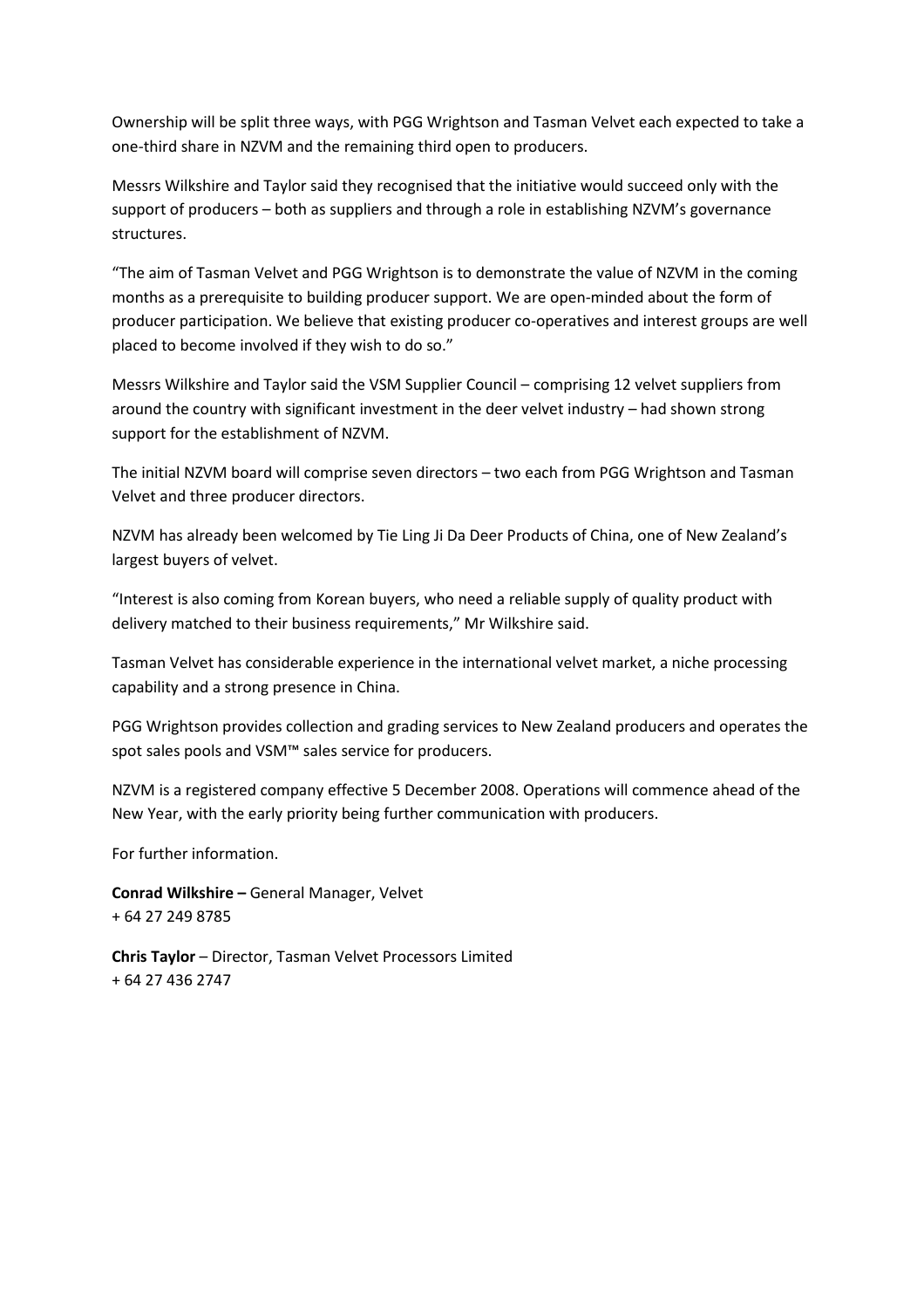Ownership will be split three ways, with PGG Wrightson and Tasman Velvet each expected to take a one-third share in NZVM and the remaining third open to producers.

Messrs Wilkshire and Taylor said they recognised that the initiative would succeed only with the support of producers – both as suppliers and through a role in establishing NZVM's governance structures.

"The aim of Tasman Velvet and PGG Wrightson is to demonstrate the value of NZVM in the coming months as a prerequisite to building producer support. We are open-minded about the form of producer participation. We believe that existing producer co-operatives and interest groups are well placed to become involved if they wish to do so."

Messrs Wilkshire and Taylor said the VSM Supplier Council – comprising 12 velvet suppliers from around the country with significant investment in the deer velvet industry – had shown strong support for the establishment of NZVM.

The initial NZVM board will comprise seven directors – two each from PGG Wrightson and Tasman Velvet and three producer directors.

NZVM has already been welcomed by Tie Ling Ji Da Deer Products of China, one of New Zealand's largest buyers of velvet.

"Interest is also coming from Korean buyers, who need a reliable supply of quality product with delivery matched to their business requirements," Mr Wilkshire said.

Tasman Velvet has considerable experience in the international velvet market, a niche processing capability and a strong presence in China.

PGG Wrightson provides collection and grading services to New Zealand producers and operates the spot sales pools and VSM™ sales service for producers.

NZVM is a registered company effective 5 December 2008. Operations will commence ahead of the New Year, with the early priority being further communication with producers.

For further information.

**Conrad Wilkshire –** General Manager, Velvet
+ 64 27 249 8785

**Chris Taylor** – Director, Tasman Velvet Processors Limited
+ 64 27 436 2747